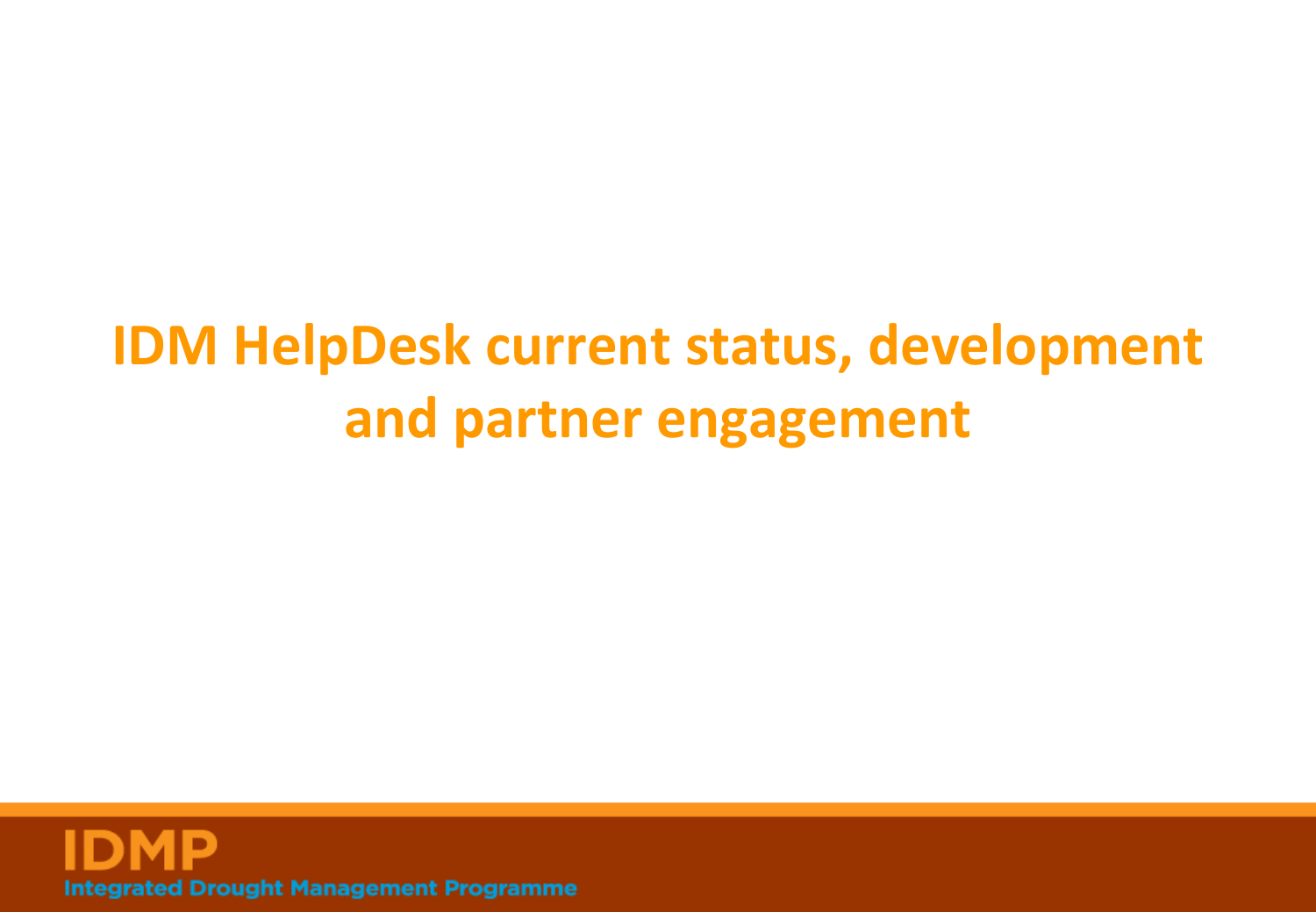# IDM HelpDesk current status, development and partner engagement

IDMP

Integrated Drought Management Programme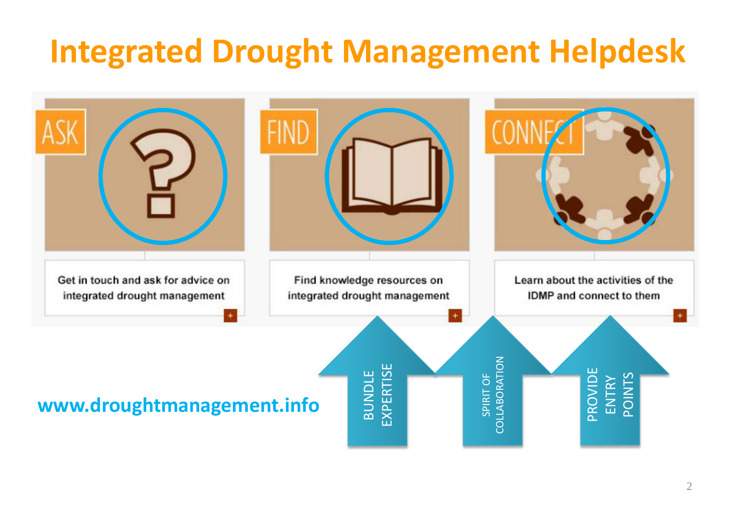# Integrated Drought Management Helpdesk

**ASK**

Get in touch and ask for advice on integrated drought management

**FIND**

Find knowledge resources on integrated drought management

**CONNECT**

Learn about the activities of the IDMP and connect to them

**www.droughtmanagement.info**

BUNDLE EXPERTISE

SPIRIT OF COLLABORATION

PROVIDE ENTRY POINTS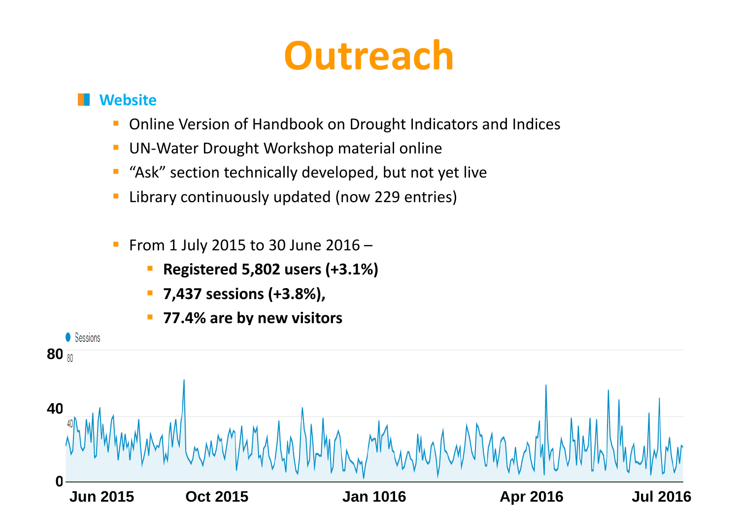# Outreach

## Website

- Online Version of Handbook on Drought Indicators and Indices
- UN-Water Drought Workshop material online
- "Ask" section technically developed, but not yet live
- Library continuously updated (now 229 entries)

- From 1 July 2015 to 30 June 2016 –
  - **Registered 5,802 users (+3.1%)**
  - **7,437 sessions (+3.8%),**
  - **77.4% are by new visitors**

Sessions

80

40

0

Jun 2015 Oct 2015 Jan 1016 Apr 2016 Jul 2016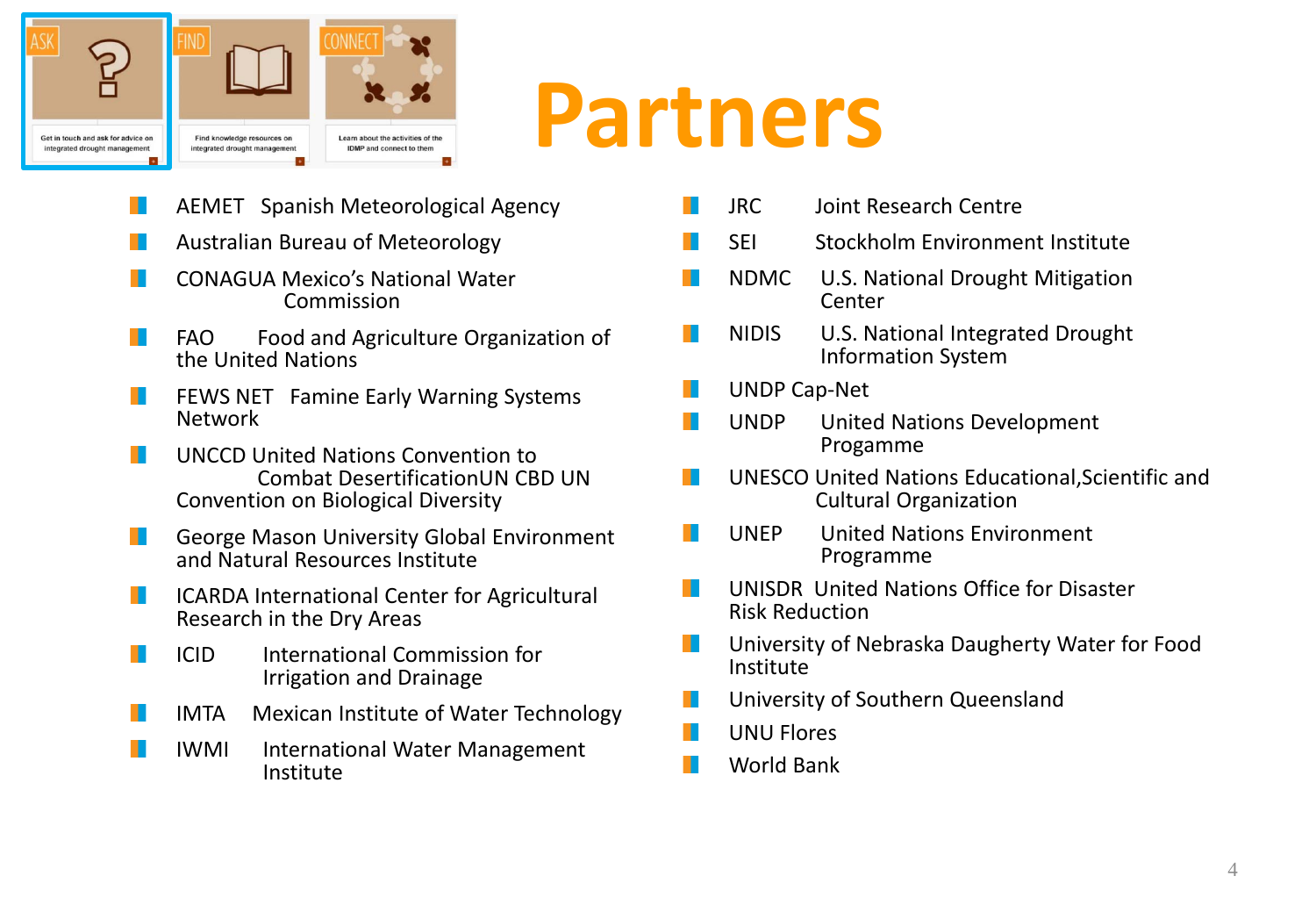ASK
Get in touch and ask for advice on integrated drought management

FIND
Find knowledge resources on integrated drought management

CONNECT
Learn about the activities of the IDMP and connect to them

# Partners

- AEMET Spanish Meteorological Agency
- Australian Bureau of Meteorology
- CONAGUA Mexico's National Water Commission
- FAO Food and Agriculture Organization of the United Nations
- FEWS NET Famine Early Warning Systems Network
- UNCCD United Nations Convention to Combat DesertificationUN CBD UN Convention on Biological Diversity
- George Mason University Global Environment and Natural Resources Institute
- ICARDA International Center for Agricultural Research in the Dry Areas
- ICID International Commission for Irrigation and Drainage
- IMTA Mexican Institute of Water Technology
- IWMI International Water Management Institute
- JRC Joint Research Centre
- SEI Stockholm Environment Institute
- NDMC U.S. National Drought Mitigation Center
- NIDIS U.S. National Integrated Drought Information System
- UNDP Cap-Net
- UNDP United Nations Development Progamme
- UNESCO United Nations Educational,Scientific and Cultural Organization
- UNEP United Nations Environment Programme
- UNISDR United Nations Office for Disaster Risk Reduction
- University of Nebraska Daugherty Water for Food Institute
- University of Southern Queensland
- UNU Flores
- World Bank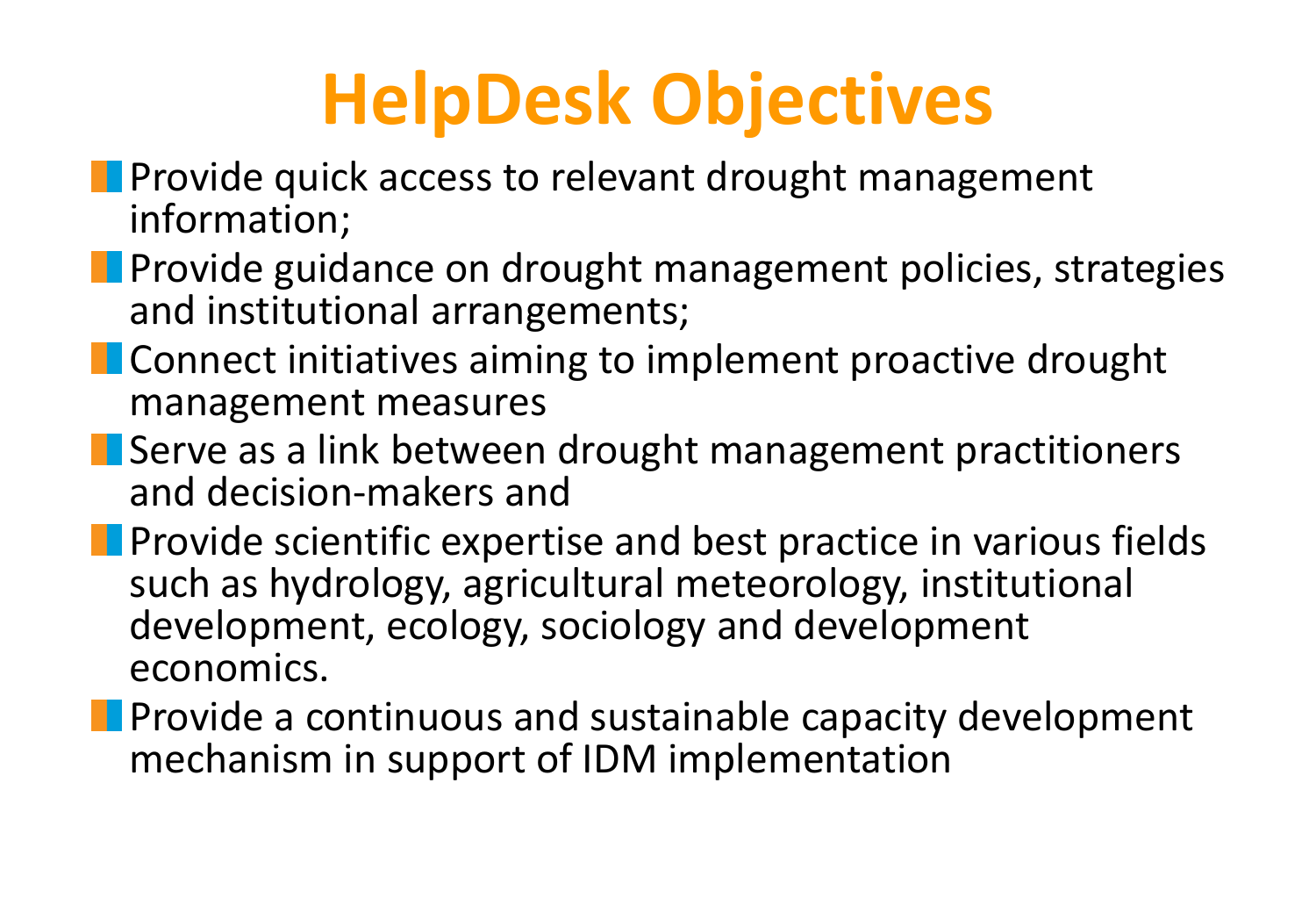# HelpDesk Objectives

- Provide quick access to relevant drought management information;
- Provide guidance on drought management policies, strategies and institutional arrangements;
- Connect initiatives aiming to implement proactive drought management measures
- Serve as a link between drought management practitioners and decision-makers and
- Provide scientific expertise and best practice in various fields such as hydrology, agricultural meteorology, institutional development, ecology, sociology and development economics.
- Provide a continuous and sustainable capacity development mechanism in support of IDM implementation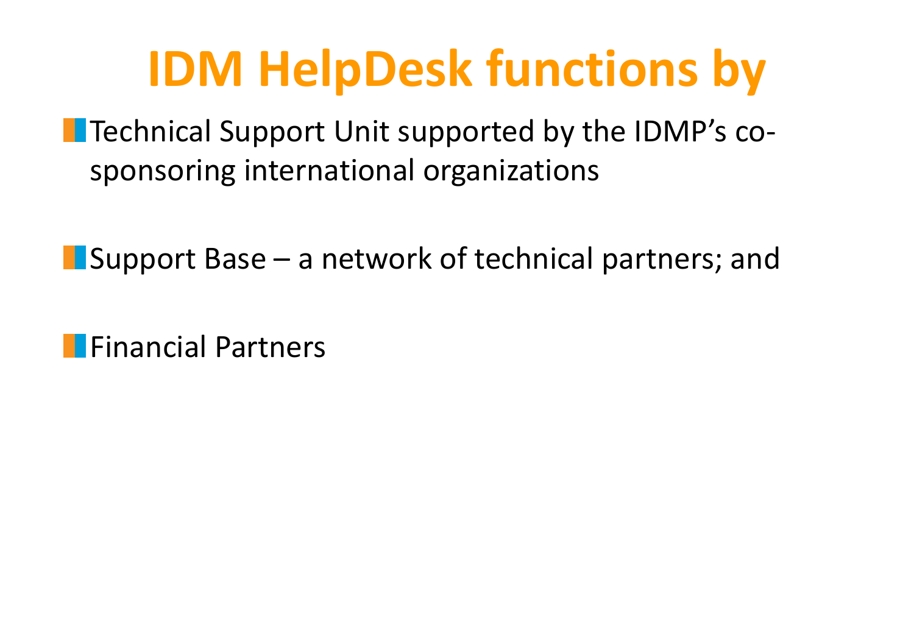# IDM HelpDesk functions by

- Technical Support Unit supported by the IDMP's co-sponsoring international organizations

- Support Base – a network of technical partners; and

- Financial Partners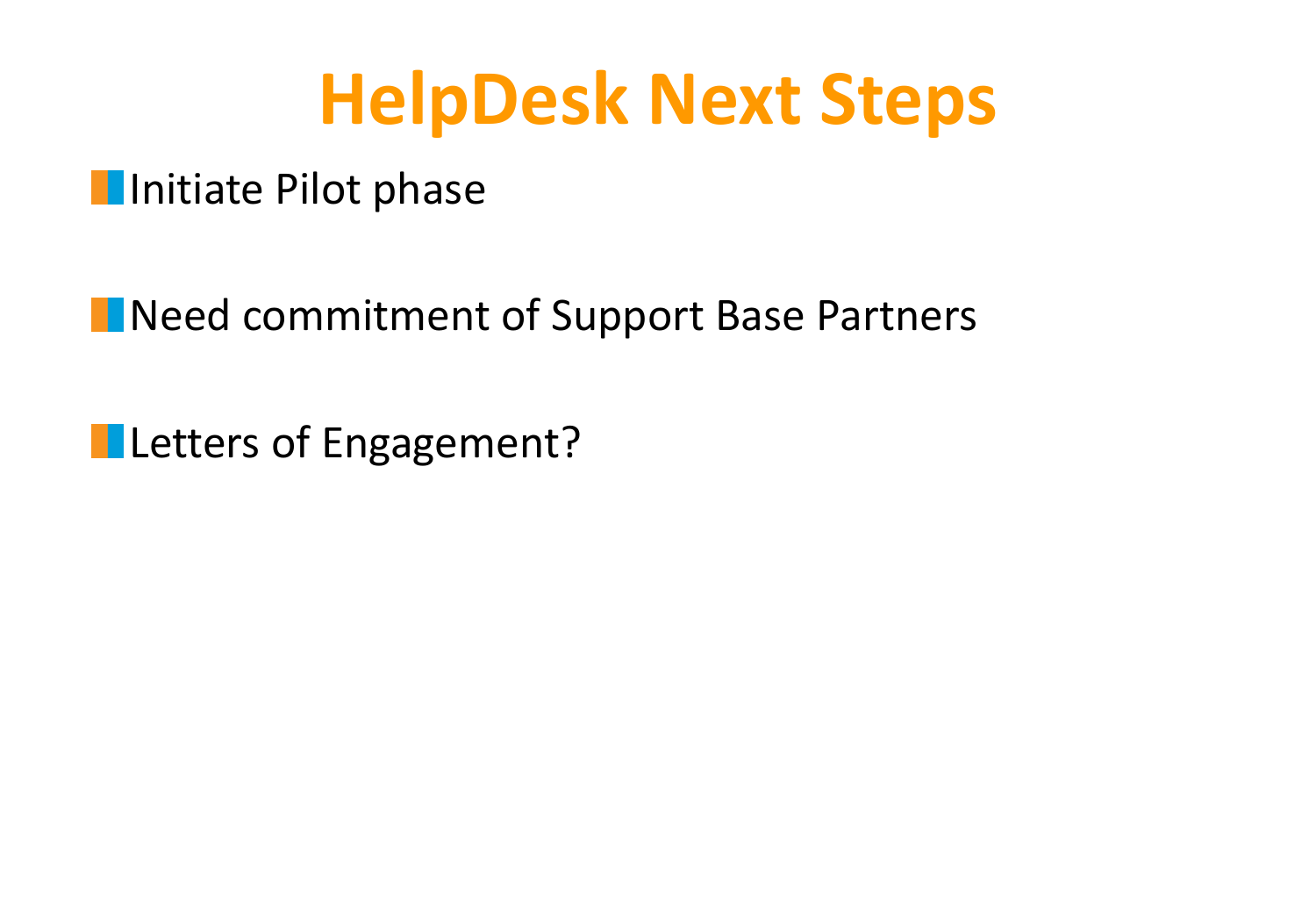# HelpDesk Next Steps

- Initiate Pilot phase
- Need commitment of Support Base Partners
- Letters of Engagement?